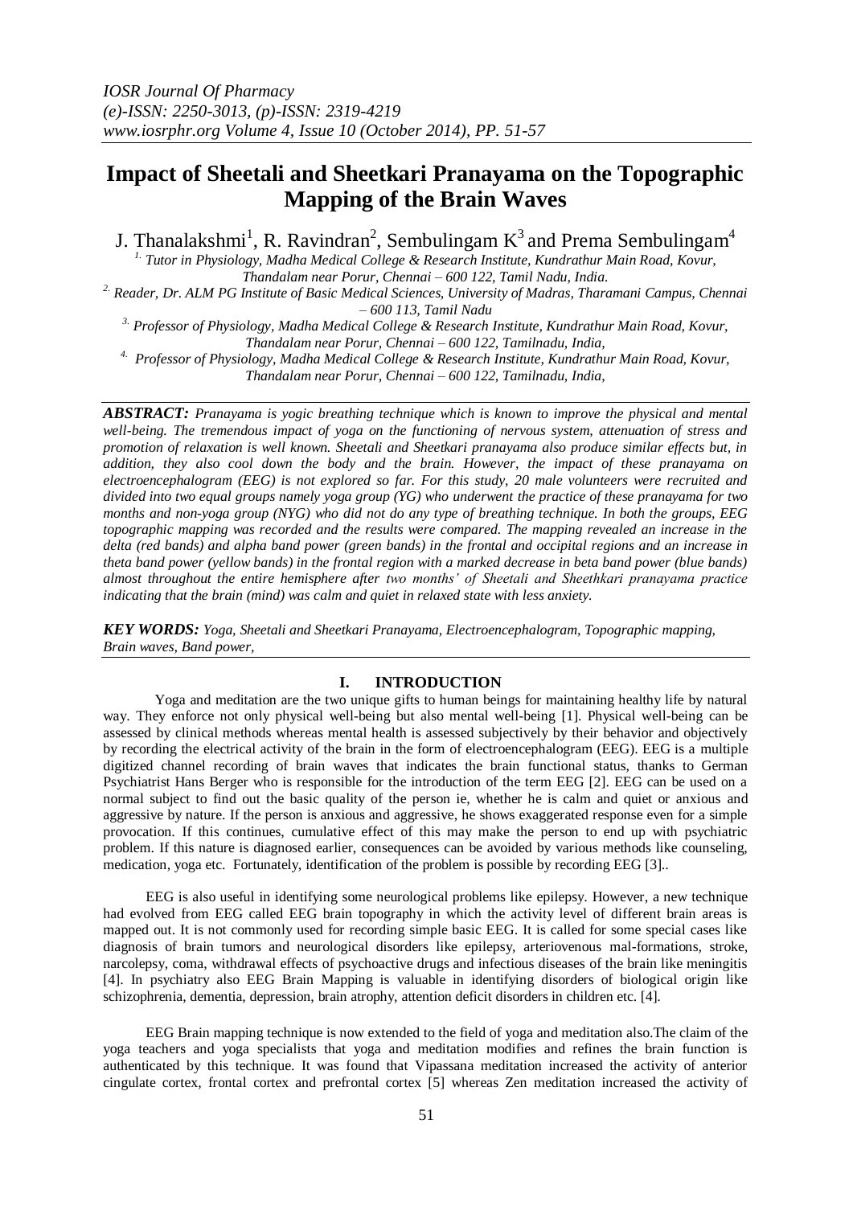# Impact of Sheetali and Sheetkari Pranayama on the Topographic Mapping of the Brain Waves

J. Thanalakshmi[1], R. Ravindran[2], Sembulingam K[3] and Prema Sembulingam[4]

[1.] *Tutor in Physiology, Madha Medical College & Research Institute, Kundrathur Main Road, Kovur, Thandalam near Porur, Chennai – 600 122, Tamil Nadu, India.*

[2.] *Reader, Dr. ALM PG Institute of Basic Medical Sciences, University of Madras, Tharamani Campus, Chennai – 600 113, Tamil Nadu*

[3.] *Professor of Physiology, Madha Medical College & Research Institute, Kundrathur Main Road, Kovur, Thandalam near Porur, Chennai – 600 122, Tamilnadu, India,*

[4.] *Professor of Physiology, Madha Medical College & Research Institute, Kundrathur Main Road, Kovur, Thandalam near Porur, Chennai – 600 122, Tamilnadu, India,*

***ABSTRACT:*** *Pranayama is yogic breathing technique which is known to improve the physical and mental well-being. The tremendous impact of yoga on the functioning of nervous system, attenuation of stress and promotion of relaxation is well known. Sheetali and Sheetkari pranayama also produce similar effects but, in addition, they also cool down the body and the brain. However, the impact of these pranayama on electroencephalogram (EEG) is not explored so far. For this study, 20 male volunteers were recruited and divided into two equal groups namely yoga group (YG) who underwent the practice of these pranayama for two months and non-yoga group (NYG) who did not do any type of breathing technique. In both the groups, EEG topographic mapping was recorded and the results were compared. The mapping revealed an increase in the delta (red bands) and alpha band power (green bands) in the frontal and occipital regions and an increase in theta band power (yellow bands) in the frontal region with a marked decrease in beta band power (blue bands) almost throughout the entire hemisphere after two months' of Sheetali and Sheethkari pranayama practice indicating that the brain (mind) was calm and quiet in relaxed state with less anxiety.*

***KEY WORDS:*** *Yoga, Sheetali and Sheetkari Pranayama, Electroencephalogram, Topographic mapping, Brain waves, Band power,*

## I. INTRODUCTION

Yoga and meditation are the two unique gifts to human beings for maintaining healthy life by natural way. They enforce not only physical well-being but also mental well-being [1]. Physical well-being can be assessed by clinical methods whereas mental health is assessed subjectively by their behavior and objectively by recording the electrical activity of the brain in the form of electroencephalogram (EEG). EEG is a multiple digitized channel recording of brain waves that indicates the brain functional status, thanks to German Psychiatrist Hans Berger who is responsible for the introduction of the term EEG [2]. EEG can be used on a normal subject to find out the basic quality of the person ie, whether he is calm and quiet or anxious and aggressive by nature. If the person is anxious and aggressive, he shows exaggerated response even for a simple provocation. If this continues, cumulative effect of this may make the person to end up with psychiatric problem. If this nature is diagnosed earlier, consequences can be avoided by various methods like counseling, medication, yoga etc. Fortunately, identification of the problem is possible by recording EEG [3]..

EEG is also useful in identifying some neurological problems like epilepsy. However, a new technique had evolved from EEG called EEG brain topography in which the activity level of different brain areas is mapped out. It is not commonly used for recording simple basic EEG. It is called for some special cases like diagnosis of brain tumors and neurological disorders like epilepsy, arteriovenous mal-formations, stroke, narcolepsy, coma, withdrawal effects of psychoactive drugs and infectious diseases of the brain like meningitis [4]. In psychiatry also EEG Brain Mapping is valuable in identifying disorders of biological origin like schizophrenia, dementia, depression, brain atrophy, attention deficit disorders in children etc. [4].

EEG Brain mapping technique is now extended to the field of yoga and meditation also.The claim of the yoga teachers and yoga specialists that yoga and meditation modifies and refines the brain function is authenticated by this technique. It was found that Vipassana meditation increased the activity of anterior cingulate cortex, frontal cortex and prefrontal cortex [5] whereas Zen meditation increased the activity of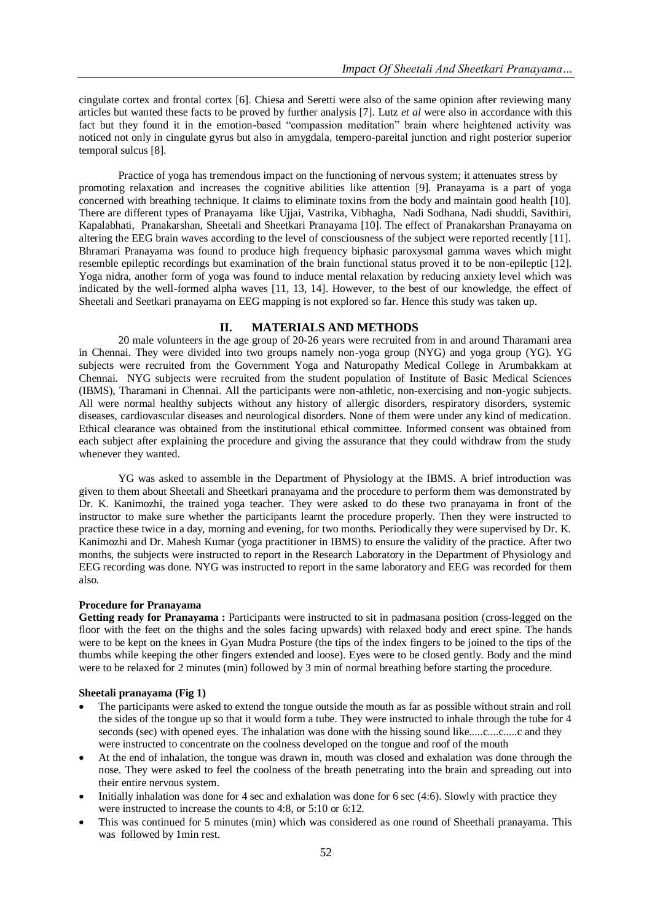cingulate cortex and frontal cortex [6]. Chiesa and Seretti were also of the same opinion after reviewing many articles but wanted these facts to be proved by further analysis [7]. Lutz *et al* were also in accordance with this fact but they found it in the emotion-based "compassion meditation" brain where heightened activity was noticed not only in cingulate gyrus but also in amygdala, tempero-pareital junction and right posterior superior temporal sulcus [8].

Practice of yoga has tremendous impact on the functioning of nervous system; it attenuates stress by promoting relaxation and increases the cognitive abilities like attention [9]. Pranayama is a part of yoga concerned with breathing technique. It claims to eliminate toxins from the body and maintain good health [10]. There are different types of Pranayama like Ujjai, Vastrika, Vibhagha, Nadi Sodhana, Nadi shuddi, Savithiri, Kapalabhati, Pranakarshan, Sheetali and Sheetkari Pranayama [10]. The effect of Pranakarshan Pranayama on altering the EEG brain waves according to the level of consciousness of the subject were reported recently [11]. Bhramari Pranayama was found to produce high frequency biphasic paroxysmal gamma waves which might resemble epileptic recordings but examination of the brain functional status proved it to be non-epileptic [12]. Yoga nidra, another form of yoga was found to induce mental relaxation by reducing anxiety level which was indicated by the well-formed alpha waves [11, 13, 14]. However, to the best of our knowledge, the effect of Sheetali and Seetkari pranayama on EEG mapping is not explored so far. Hence this study was taken up.

## II. MATERIALS AND METHODS

20 male volunteers in the age group of 20-26 years were recruited from in and around Tharamani area in Chennai. They were divided into two groups namely non-yoga group (NYG) and yoga group (YG). YG subjects were recruited from the Government Yoga and Naturopathy Medical College in Arumbakkam at Chennai. NYG subjects were recruited from the student population of Institute of Basic Medical Sciences (IBMS), Tharamani in Chennai. All the participants were non-athletic, non-exercising and non-yogic subjects. All were normal healthy subjects without any history of allergic disorders, respiratory disorders, systemic diseases, cardiovascular diseases and neurological disorders. None of them were under any kind of medication. Ethical clearance was obtained from the institutional ethical committee. Informed consent was obtained from each subject after explaining the procedure and giving the assurance that they could withdraw from the study whenever they wanted.

YG was asked to assemble in the Department of Physiology at the IBMS. A brief introduction was given to them about Sheetali and Sheetkari pranayama and the procedure to perform them was demonstrated by Dr. K. Kanimozhi, the trained yoga teacher. They were asked to do these two pranayama in front of the instructor to make sure whether the participants learnt the procedure properly. Then they were instructed to practice these twice in a day, morning and evening, for two months. Periodically they were supervised by Dr. K. Kanimozhi and Dr. Mahesh Kumar (yoga practitioner in IBMS) to ensure the validity of the practice. After two months, the subjects were instructed to report in the Research Laboratory in the Department of Physiology and EEG recording was done. NYG was instructed to report in the same laboratory and EEG was recorded for them also.

**Procedure for Pranayama**

**Getting ready for Pranayama :** Participants were instructed to sit in padmasana position (cross-legged on the floor with the feet on the thighs and the soles facing upwards) with relaxed body and erect spine. The hands were to be kept on the knees in Gyan Mudra Posture (the tips of the index fingers to be joined to the tips of the thumbs while keeping the other fingers extended and loose). Eyes were to be closed gently. Body and the mind were to be relaxed for 2 minutes (min) followed by 3 min of normal breathing before starting the procedure.

**Sheetali pranayama (Fig 1)**

- The participants were asked to extend the tongue outside the mouth as far as possible without strain and roll the sides of the tongue up so that it would form a tube. They were instructed to inhale through the tube for 4 seconds (sec) with opened eyes. The inhalation was done with the hissing sound like.....c....c.....c and they were instructed to concentrate on the coolness developed on the tongue and roof of the mouth
- At the end of inhalation, the tongue was drawn in, mouth was closed and exhalation was done through the nose. They were asked to feel the coolness of the breath penetrating into the brain and spreading out into their entire nervous system.
- Initially inhalation was done for 4 sec and exhalation was done for 6 sec (4:6). Slowly with practice they were instructed to increase the counts to 4:8, or 5:10 or 6:12.
- This was continued for 5 minutes (min) which was considered as one round of Sheethali pranayama. This was followed by 1min rest.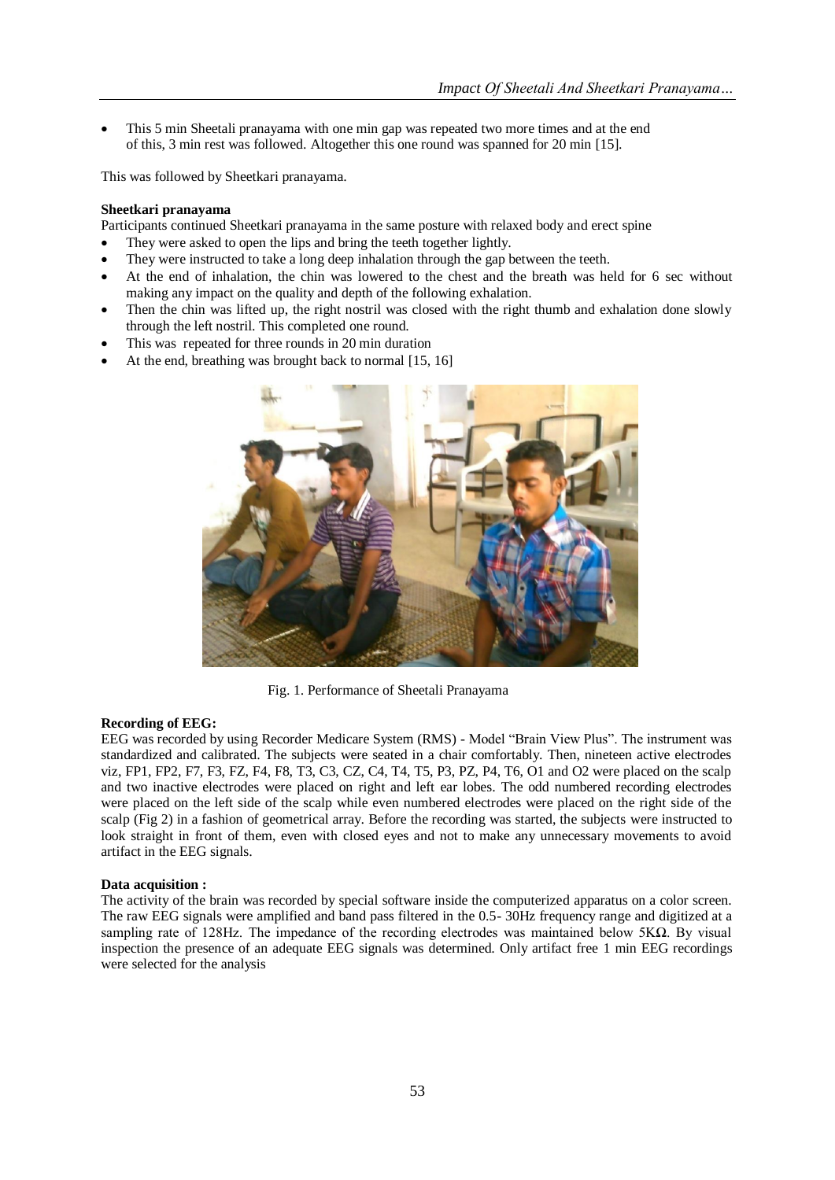- This 5 min Sheetali pranayama with one min gap was repeated two more times and at the end of this, 3 min rest was followed. Altogether this one round was spanned for 20 min [15].

This was followed by Sheetkari pranayama.

**Sheetkari pranayama**

Participants continued Sheetkari pranayama in the same posture with relaxed body and erect spine

- They were asked to open the lips and bring the teeth together lightly.
- They were instructed to take a long deep inhalation through the gap between the teeth.
- At the end of inhalation, the chin was lowered to the chest and the breath was held for 6 sec without making any impact on the quality and depth of the following exhalation.
- Then the chin was lifted up, the right nostril was closed with the right thumb and exhalation done slowly through the left nostril. This completed one round.
- This was repeated for three rounds in 20 min duration
- At the end, breathing was brought back to normal [15, 16]

Fig. 1. Performance of Sheetali Pranayama

**Recording of EEG:**

EEG was recorded by using Recorder Medicare System (RMS) - Model "Brain View Plus". The instrument was standardized and calibrated. The subjects were seated in a chair comfortably. Then, nineteen active electrodes viz, FP1, FP2, F7, F3, FZ, F4, F8, T3, C3, CZ, C4, T4, T5, P3, PZ, P4, T6, O1 and O2 were placed on the scalp and two inactive electrodes were placed on right and left ear lobes. The odd numbered recording electrodes were placed on the left side of the scalp while even numbered electrodes were placed on the right side of the scalp (Fig 2) in a fashion of geometrical array. Before the recording was started, the subjects were instructed to look straight in front of them, even with closed eyes and not to make any unnecessary movements to avoid artifact in the EEG signals.

**Data acquisition :**

The activity of the brain was recorded by special software inside the computerized apparatus on a color screen. The raw EEG signals were amplified and band pass filtered in the 0.5- 30Hz frequency range and digitized at a sampling rate of 128Hz. The impedance of the recording electrodes was maintained below 5KΩ. By visual inspection the presence of an adequate EEG signals was determined. Only artifact free 1 min EEG recordings were selected for the analysis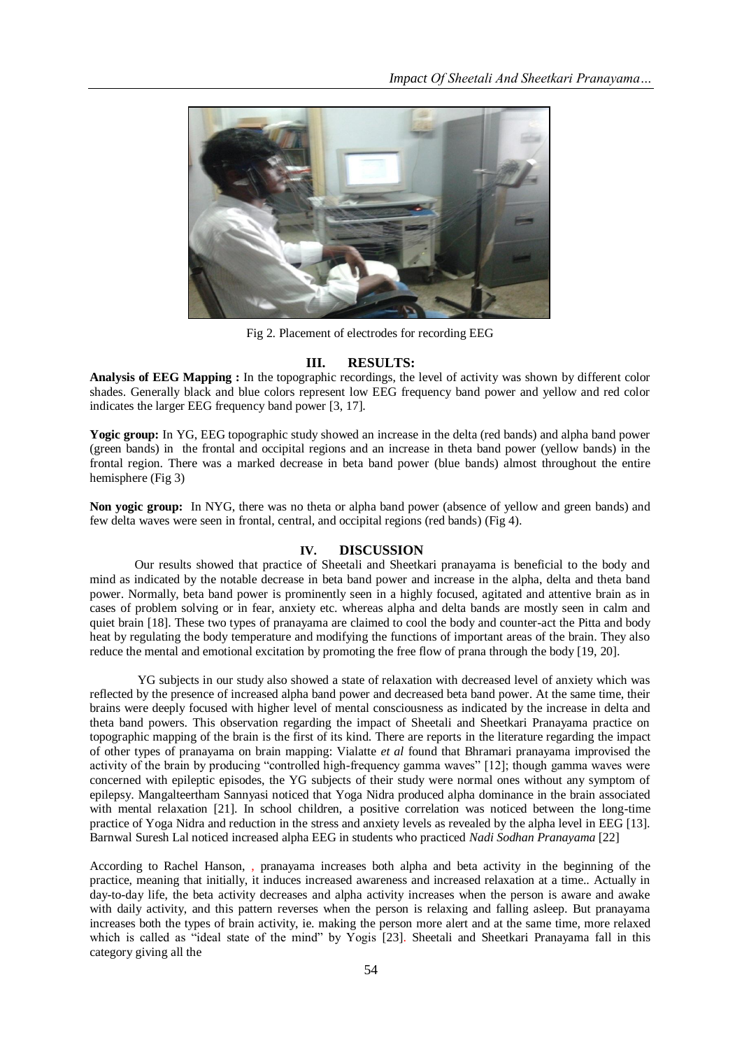Fig 2. Placement of electrodes for recording EEG

## III. RESULTS:

**Analysis of EEG Mapping :** In the topographic recordings, the level of activity was shown by different color shades. Generally black and blue colors represent low EEG frequency band power and yellow and red color indicates the larger EEG frequency band power [3, 17].

**Yogic group:** In YG, EEG topographic study showed an increase in the delta (red bands) and alpha band power (green bands) in the frontal and occipital regions and an increase in theta band power (yellow bands) in the frontal region. There was a marked decrease in beta band power (blue bands) almost throughout the entire hemisphere (Fig 3)

**Non yogic group:** In NYG, there was no theta or alpha band power (absence of yellow and green bands) and few delta waves were seen in frontal, central, and occipital regions (red bands) (Fig 4).

## IV. DISCUSSION

Our results showed that practice of Sheetali and Sheetkari pranayama is beneficial to the body and mind as indicated by the notable decrease in beta band power and increase in the alpha, delta and theta band power. Normally, beta band power is prominently seen in a highly focused, agitated and attentive brain as in cases of problem solving or in fear, anxiety etc. whereas alpha and delta bands are mostly seen in calm and quiet brain [18]. These two types of pranayama are claimed to cool the body and counter-act the Pitta and body heat by regulating the body temperature and modifying the functions of important areas of the brain. They also reduce the mental and emotional excitation by promoting the free flow of prana through the body [19, 20].

YG subjects in our study also showed a state of relaxation with decreased level of anxiety which was reflected by the presence of increased alpha band power and decreased beta band power. At the same time, their brains were deeply focused with higher level of mental consciousness as indicated by the increase in delta and theta band powers. This observation regarding the impact of Sheetali and Sheetkari Pranayama practice on topographic mapping of the brain is the first of its kind. There are reports in the literature regarding the impact of other types of pranayama on brain mapping: Vialatte *et al* found that Bhramari pranayama improvised the activity of the brain by producing "controlled high-frequency gamma waves" [12]; though gamma waves were concerned with epileptic episodes, the YG subjects of their study were normal ones without any symptom of epilepsy. Mangalteertham Sannyasi noticed that Yoga Nidra produced alpha dominance in the brain associated with mental relaxation [21]. In school children, a positive correlation was noticed between the long-time practice of Yoga Nidra and reduction in the stress and anxiety levels as revealed by the alpha level in EEG [13]. Barnwal Suresh Lal noticed increased alpha EEG in students who practiced *Nadi Sodhan Pranayama* [22]

According to Rachel Hanson, , pranayama increases both alpha and beta activity in the beginning of the practice, meaning that initially, it induces increased awareness and increased relaxation at a time.. Actually in day-to-day life, the beta activity decreases and alpha activity increases when the person is aware and awake with daily activity, and this pattern reverses when the person is relaxing and falling asleep. But pranayama increases both the types of brain activity, ie. making the person more alert and at the same time, more relaxed which is called as "ideal state of the mind" by Yogis [23]. Sheetali and Sheetkari Pranayama fall in this category giving all the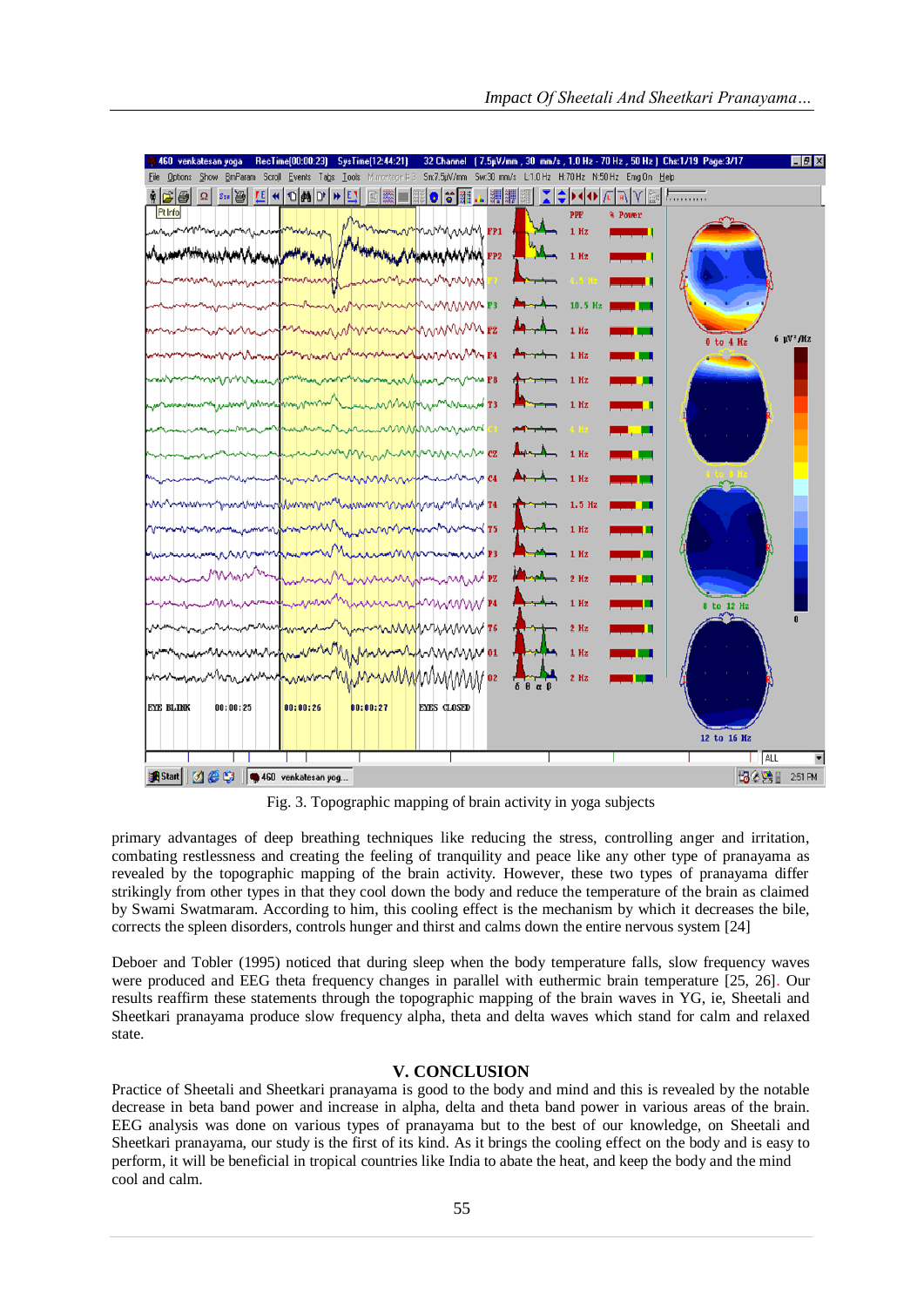Fig. 3. Topographic mapping of brain activity in yoga subjects

primary advantages of deep breathing techniques like reducing the stress, controlling anger and irritation, combating restlessness and creating the feeling of tranquility and peace like any other type of pranayama as revealed by the topographic mapping of the brain activity. However, these two types of pranayama differ strikingly from other types in that they cool down the body and reduce the temperature of the brain as claimed by Swami Swatmaram. According to him, this cooling effect is the mechanism by which it decreases the bile, corrects the spleen disorders, controls hunger and thirst and calms down the entire nervous system [24]

Deboer and Tobler (1995) noticed that during sleep when the body temperature falls, slow frequency waves were produced and EEG theta frequency changes in parallel with euthermic brain temperature [25, 26]. Our results reaffirm these statements through the topographic mapping of the brain waves in YG, ie, Sheetali and Sheetkari pranayama produce slow frequency alpha, theta and delta waves which stand for calm and relaxed state.

## V. CONCLUSION

Practice of Sheetali and Sheetkari pranayama is good to the body and mind and this is revealed by the notable decrease in beta band power and increase in alpha, delta and theta band power in various areas of the brain. EEG analysis was done on various types of pranayama but to the best of our knowledge, on Sheetali and Sheetkari pranayama, our study is the first of its kind. As it brings the cooling effect on the body and is easy to perform, it will be beneficial in tropical countries like India to abate the heat, and keep the body and the mind cool and calm.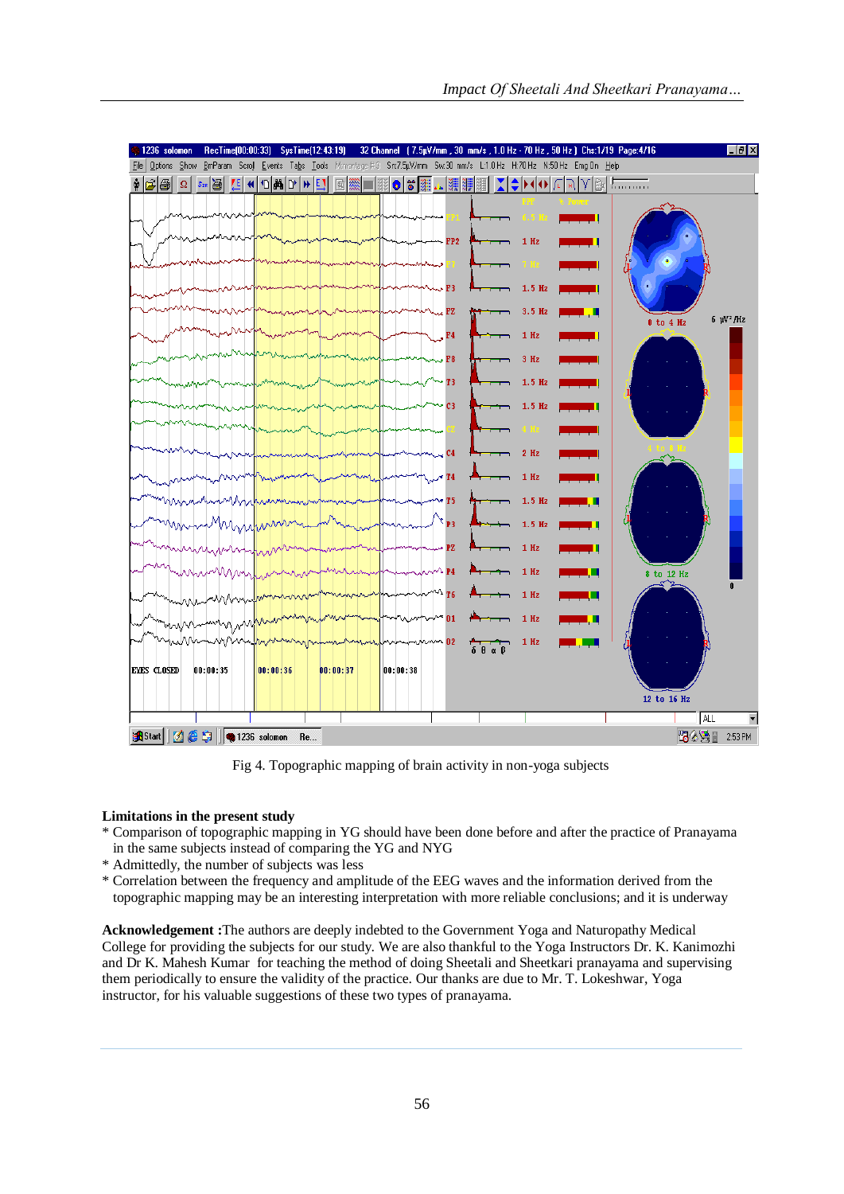Fig 4. Topographic mapping of brain activity in non-yoga subjects

**Limitations in the present study**

- Comparison of topographic mapping in YG should have been done before and after the practice of Pranayama in the same subjects instead of comparing the YG and NYG
- Admittedly, the number of subjects was less
- Correlation between the frequency and amplitude of the EEG waves and the information derived from the topographic mapping may be an interesting interpretation with more reliable conclusions; and it is underway

**Acknowledgement :** The authors are deeply indebted to the Government Yoga and Naturopathy Medical College for providing the subjects for our study. We are also thankful to the Yoga Instructors Dr. K. Kanimozhi and Dr K. Mahesh Kumar for teaching the method of doing Sheetali and Sheetkari pranayama and supervising them periodically to ensure the validity of the practice. Our thanks are due to Mr. T. Lokeshwar, Yoga instructor, for his valuable suggestions of these two types of pranayama.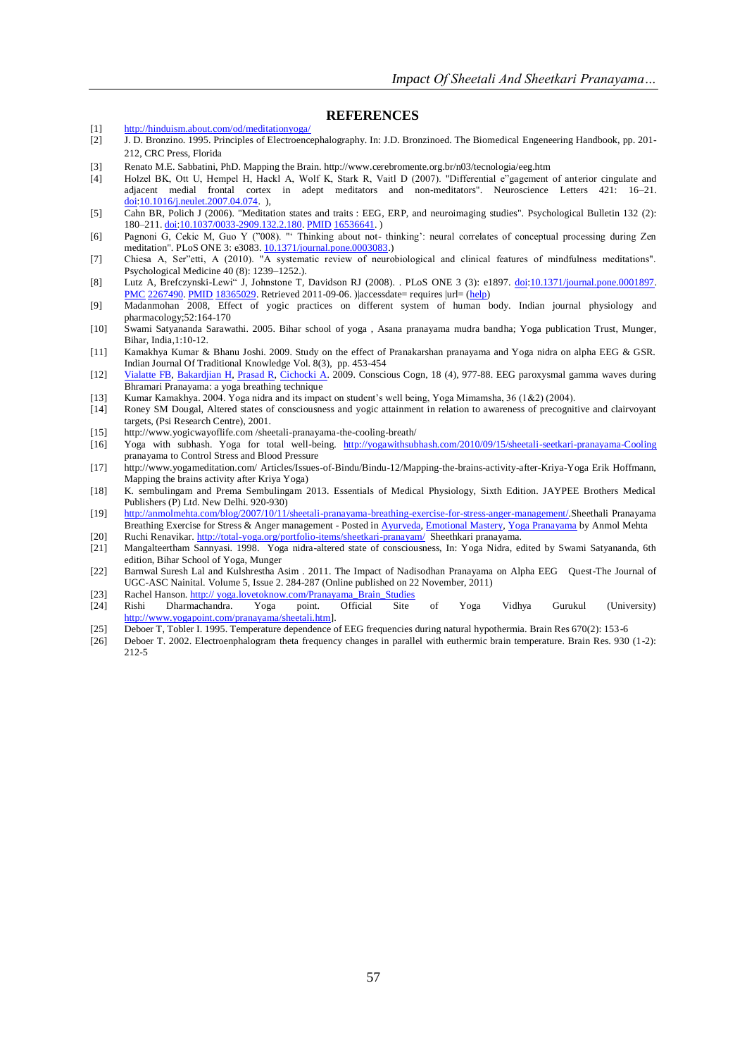## REFERENCES

[1] http://hinduism.about.com/od/meditationyoga/

[2] J. D. Bronzino. 1995. Principles of Electroencephalography. In: J.D. Bronzinoed. The Biomedical Engeneering Handbook, pp. 201-212, CRC Press, Florida

[3] Renato M.E. Sabbatini, PhD. Mapping the Brain. http://www.cerebromente.org.br/n03/tecnologia/eeg.htm

[4] Holzel BK, Ott U, Hempel H, Hackl A, Wolf K, Stark R, Vaitl D (2007). "Differential e"gagement of anterior cingulate and adjacent medial frontal cortex in adept meditators and non-meditators". Neuroscience Letters 421: 16–21. doi:10.1016/j.neulet.2007.04.074. ),

[5] Cahn BR, Polich J (2006). "Meditation states and traits : EEG, ERP, and neuroimaging studies". Psychological Bulletin 132 (2): 180–211. doi:10.1037/0033-2909.132.2.180. PMID 16536641. )

[6] Pagnoni G, Cekic M, Guo Y ("008). "' Thinking about not- thinking': neural correlates of conceptual processing during Zen meditation". PLoS ONE 3: e3083. 10.1371/journal.pone.0003083.)

[7] Chiesa A, Ser"etti, A (2010). "A systematic review of neurobiological and clinical features of mindfulness meditations". Psychological Medicine 40 (8): 1239–1252.).

[8] Lutz A, Brefczynski-Lewi" J, Johnstone T, Davidson RJ (2008). . PLoS ONE 3 (3): e1897. doi:10.1371/journal.pone.0001897. PMC 2267490. PMID 18365029. Retrieved 2011-09-06. )|accessdate= requires |url= (help)

[9] Madanmohan 2008, Effect of yogic practices on different system of human body. Indian journal physiology and pharmacology;52:164-170

[10] Swami Satyananda Sarawathi. 2005. Bihar school of yoga , Asana pranayama mudra bandha; Yoga publication Trust, Munger, Bihar, India,1:10-12.

[11] Kamakhya Kumar & Bhanu Joshi. 2009. Study on the effect of Pranakarshan pranayama and Yoga nidra on alpha EEG & GSR. Indian Journal Of Traditional Knowledge Vol. 8(3), pp. 453-454

[12] Vialatte FB, Bakardjian H, Prasad R, Cichocki A. 2009. Conscious Cogn, 18 (4), 977-88. EEG paroxysmal gamma waves during Bhramari Pranayama: a yoga breathing technique

[13] Kumar Kamakhya. 2004. Yoga nidra and its impact on student's well being, Yoga Mimamsha, 36 (1&2) (2004).

[14] Roney SM Dougal, Altered states of consciousness and yogic attainment in relation to awareness of precognitive and clairvoyant targets, (Psi Research Centre), 2001.

[15] http://www.yogicwayoflife.com /sheetali-pranayama-the-cooling-breath/

[16] Yoga with subhash. Yoga for total well-being. http://yogawithsubhash.com/2010/09/15/sheetali-seetkari-pranayama-Cooling pranayama to Control Stress and Blood Pressure

[17] http://www.yogameditation.com/ Articles/Issues-of-Bindu/Bindu-12/Mapping-the-brains-activity-after-Kriya-Yoga Erik Hoffmann, Mapping the brains activity after Kriya Yoga)

[18] K. sembulingam and Prema Sembulingam 2013. Essentials of Medical Physiology, Sixth Edition. JAYPEE Brothers Medical Publishers (P) Ltd. New Delhi. 920-930)

[19] http://anmolmehta.com/blog/2007/10/11/sheetali-pranayama-breathing-exercise-for-stress-anger-management/.Sheethali Pranayama Breathing Exercise for Stress & Anger management - Posted in Ayurveda, Emotional Mastery, Yoga Pranayama by Anmol Mehta

[20] Ruchi Renavikar. http://total-yoga.org/portfolio-items/sheetkari-pranayam/ Sheethkari pranayama.

[21] Mangalteertham Sannyasi. 1998. Yoga nidra-altered state of consciousness, In: Yoga Nidra, edited by Swami Satyananda, 6th edition, Bihar School of Yoga, Munger

[22] Barnwal Suresh Lal and Kulshrestha Asim . 2011. The Impact of Nadisodhan Pranayama on Alpha EEG Quest-The Journal of UGC-ASC Nainital. Volume 5, Issue 2. 284-287 (Online published on 22 November, 2011)

[23] Rachel Hanson. http:// yoga.lovetoknow.com/Pranayama_Brain_Studies

[24] Rishi Dharmachandra. Yoga point. Official Site of Yoga Vidhya Gurukul (University) http://www.yogapoint.com/pranayama/sheetali.htm].

[25] Deboer T, Tobler I. 1995. Temperature dependence of EEG frequencies during natural hypothermia. Brain Res 670(2): 153-6

[26] Deboer T. 2002. Electroenphalogram theta frequency changes in parallel with euthermic brain temperature. Brain Res. 930 (1-2): 212-5